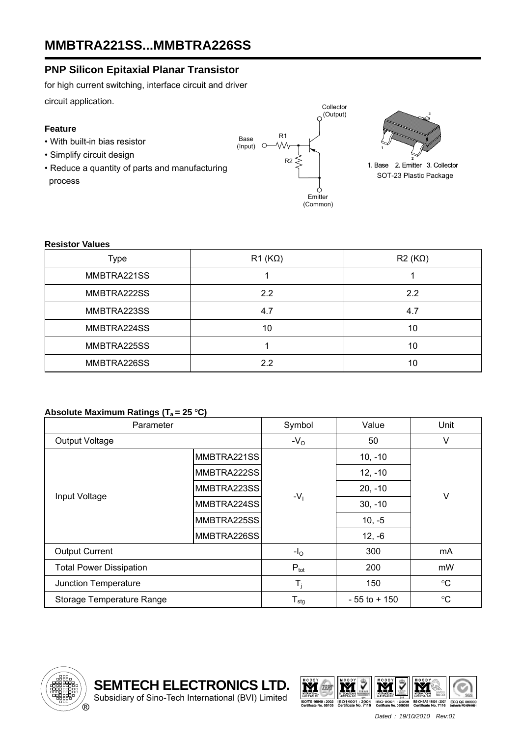# MMBTRA221SS...MMBTRA226SS

## PNP Silicon Epitaxial Planar Transistor

for high current switching, interface circuit and driver circuit application.

### Feature

- With built-in bias resistor
- Simplify circuit design
- Reduce a quantity of parts and manufacturing process

Collector (Output)

Base (Input)

R1

R2

Emitter (Common)

1. Base 2. Emitter 3. Collector

SOT-23 Plastic Package

**Resistor Values**

| Type | R1 (KΩ) | R2 (KΩ) |
|---|---|---|
| MMBTRA221SS | 1 | 1 |
| MMBTRA222SS | 2.2 | 2.2 |
| MMBTRA223SS | 4.7 | 4.7 |
| MMBTRA224SS | 10 | 10 |
| MMBTRA225SS | 1 | 10 |
| MMBTRA226SS | 2.2 | 10 |

**Absolute Maximum Ratings ($T_a$ = 25 °C)**

| Parameter | | Symbol | Value | Unit |
|---|---|---|---|---|
| Output Voltage | | $-V_O$ | 50 | V |
| Input Voltage | MMBTRA221SS | $-V_I$ | 10, -10 | V |
| | MMBTRA222SS | | 12, -10 | |
| | MMBTRA223SS | | 20, -10 | |
| | MMBTRA224SS | | 30, -10 | |
| | MMBTRA225SS | | 10, -5 | |
| | MMBTRA226SS | | 12, -6 | |
| Output Current | | $-I_O$ | 300 | mA |
| Total Power Dissipation | | $P_{tot}$ | 200 | mW |
| Junction Temperature | | $T_j$ | 150 | °C |
| Storage Temperature Range | | $T_{stg}$ | - 55 to + 150 | °C |

**SEMTECH ELECTRONICS LTD.**
Subsidiary of Sino-Tech International (BVI) Limited

*Dated : 19/10/2010 Rev:01*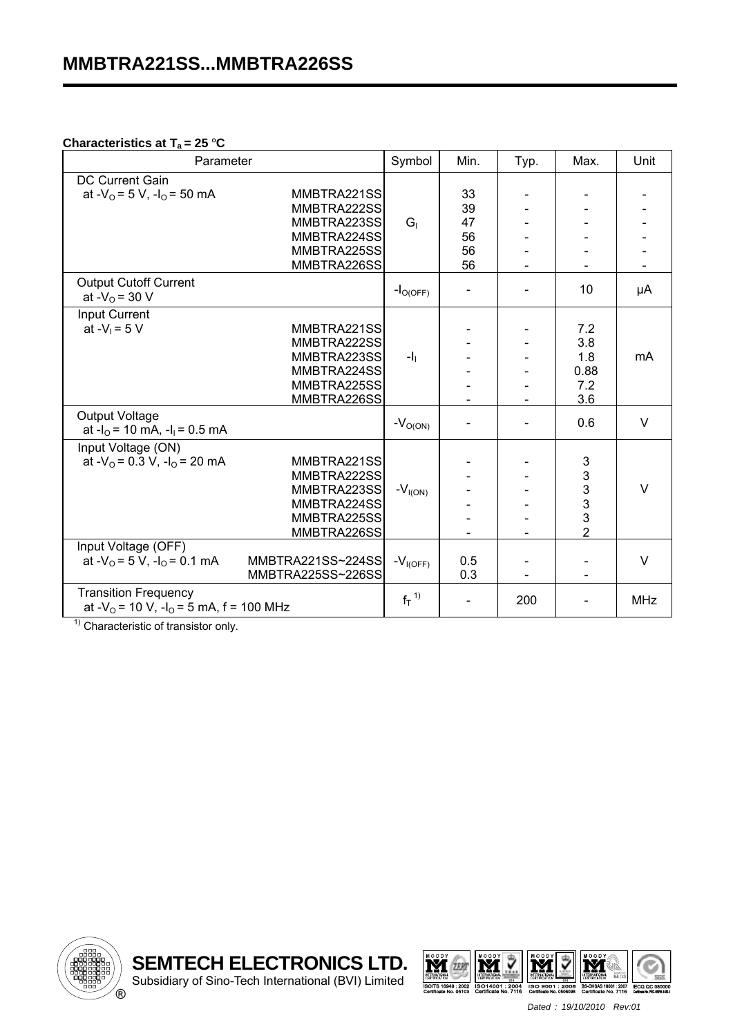**Characteristics at $T_a$ = 25 °C**

| Parameter | | Symbol | Min. | Typ. | Max. | Unit |
|---|---|---|---|---|---|---|
| DC Current Gain<br>at $-V_O$ = 5 V, $-I_O$ = 50 mA | MMBTRA221SS<br>MMBTRA222SS<br>MMBTRA223SS<br>MMBTRA224SS<br>MMBTRA225SS<br>MMBTRA226SS | $G_I$ | 33<br>39<br>47<br>56<br>56<br>56 | -<br>-<br>-<br>-<br>-<br>- | -<br>-<br>-<br>-<br>-<br>- | -<br>-<br>-<br>-<br>-<br>- |
| Output Cutoff Current<br>at $-V_O$ = 30 V | | $-I_{O(OFF)}$ | - | - | 10 | µA |
| Input Current<br>at $-V_I$ = 5 V | MMBTRA221SS<br>MMBTRA222SS<br>MMBTRA223SS<br>MMBTRA224SS<br>MMBTRA225SS<br>MMBTRA226SS | $-I_I$ | -<br>-<br>-<br>-<br>-<br>- | -<br>-<br>-<br>-<br>-<br>- | 7.2<br>3.8<br>1.8<br>0.88<br>7.2<br>3.6 | mA |
| Output Voltage<br>at $-I_O$ = 10 mA, $-I_I$ = 0.5 mA | | $-V_{O(ON)}$ | - | - | 0.6 | V |
| Input Voltage (ON)<br>at $-V_O$ = 0.3 V, $-I_O$ = 20 mA | MMBTRA221SS<br>MMBTRA222SS<br>MMBTRA223SS<br>MMBTRA224SS<br>MMBTRA225SS<br>MMBTRA226SS | $-V_{I(ON)}$ | -<br>-<br>-<br>-<br>-<br>- | -<br>-<br>-<br>-<br>-<br>- | 3<br>3<br>3<br>3<br>3<br>2 | V |
| Input Voltage (OFF)<br>at $-V_O$ = 5 V, $-I_O$ = 0.1 mA | MMBTRA221SS~224SS<br>MMBTRA225SS~226SS | $-V_{I(OFF)}$ | 0.5<br>0.3 | -<br>- | -<br>- | V |
| Transition Frequency<br>at $-V_O$ = 10 V, $-I_O$ = 5 mA, f = 100 MHz | | $f_T$ [1] | - | 200 | - | MHz |

[1] Characteristic of transistor only.

Dated : 19/10/2010 Rev:01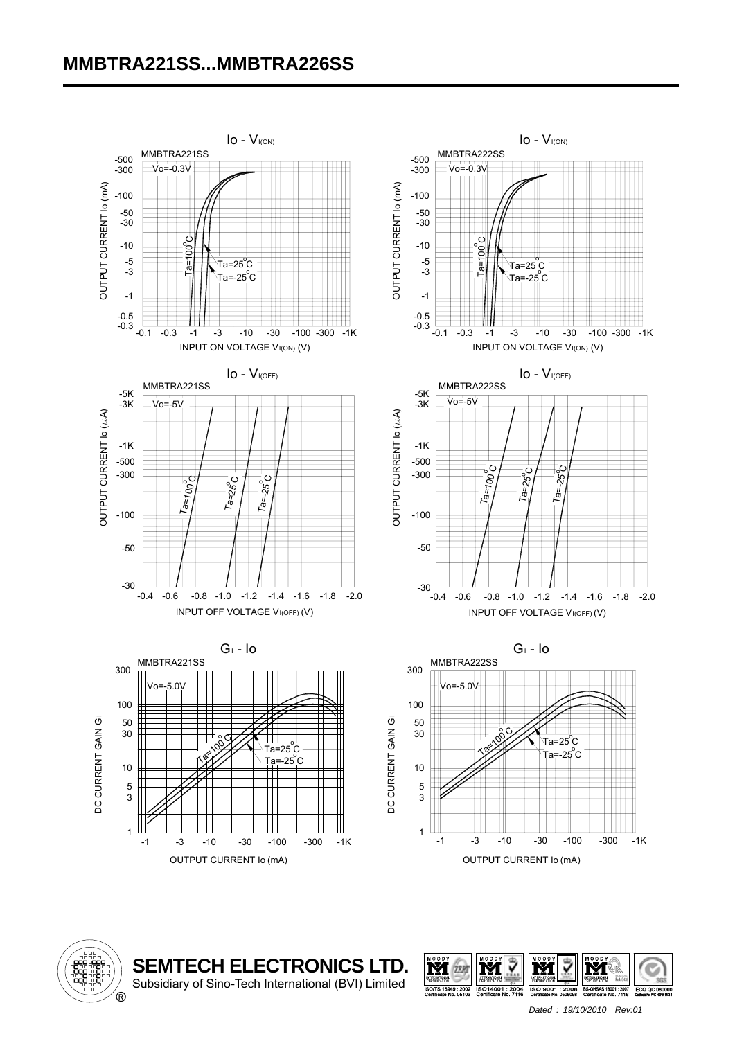# MMBTRA221SS...MMBTRA226SS

## Io - $V_{I(ON)}$

MMBTRA221SS

Vo=-0.3V

OUTPUT CURRENT Io (mA)

INPUT ON VOLTAGE $V_{I(ON)}$ (V)

Ta=100°C, Ta=25°C, Ta=-25°C

## Io - $V_{I(ON)}$

MMBTRA222SS

Vo=-0.3V

OUTPUT CURRENT Io (mA)

INPUT ON VOLTAGE $V_{I(ON)}$ (V)

Ta=100°C, Ta=25°C, Ta=-25°C

## Io - $V_{I(OFF)}$

MMBTRA221SS

Vo=-5V

OUTPUT CURRENT Io ($\mu$A)

INPUT OFF VOLTAGE $V_{I(OFF)}$ (V)

Ta=100°C, Ta=25°C, Ta=-25°C

## Io - $V_{I(OFF)}$

MMBTRA222SS

Vo=-5V

OUTPUT CURRENT Io ($\mu$A)

INPUT OFF VOLTAGE $V_{I(OFF)}$ (V)

Ta=100°C, Ta=25°C, Ta=-25°C

## $G_I$ - Io

MMBTRA221SS

Vo=-5.0V

DC CURRENT GAIN $G_I$

OUTPUT CURRENT Io (mA)

Ta=100°C, Ta=25°C, Ta=-25°C

## $G_I$ - Io

MMBTRA222SS

Vo=-5.0V

DC CURRENT GAIN $G_I$

OUTPUT CURRENT Io (mA)

Ta=100°C, Ta=25°C, Ta=-25°C

**SEMTECH ELECTRONICS LTD.**
Subsidiary of Sino-Tech International (BVI) Limited

Dated : 19/10/2010 Rev:01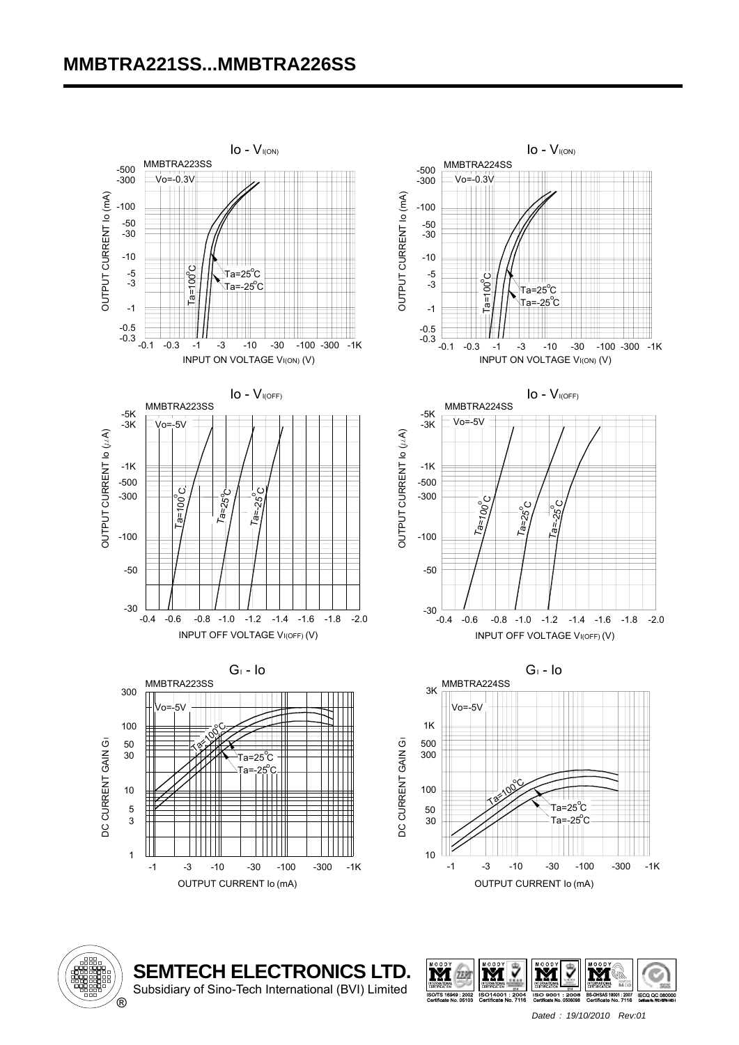# MMBTRA221SS...MMBTRA226SS

## Io - $V_{I(ON)}$

MMBTRA223SS

Vo=-0.3V

OUTPUT CURRENT Io (mA)

INPUT ON VOLTAGE $V_{I(ON)}$ (V)

Ta=100°C, Ta=25°C, Ta=-25°C

## Io - $V_{I(ON)}$

MMBTRA224SS

Vo=-0.3V

OUTPUT CURRENT Io (mA)

INPUT ON VOLTAGE $V_{I(ON)}$ (V)

Ta=100°C, Ta=25°C, Ta=-25°C

## Io - $V_{I(OFF)}$

MMBTRA223SS

Vo=-5V

OUTPUT CURRENT Io (µA)

INPUT OFF VOLTAGE $V_{I(OFF)}$ (V)

Ta=100°C, Ta=25°C, Ta=-25°C

## Io - $V_{I(OFF)}$

MMBTRA224SS

Vo=-5V

OUTPUT CURRENT Io (µA)

INPUT OFF VOLTAGE $V_{I(OFF)}$ (V)

Ta=100°C, Ta=25°C, Ta=-25°C

## $G_I$ - Io

MMBTRA223SS

Vo=-5V

DC CURRENT GAIN $G_I$

OUTPUT CURRENT Io (mA)

Ta=100°C, Ta=25°C, Ta=-25°C

## $G_I$ - Io

MMBTRA224SS

Vo=-5V

DC CURRENT GAIN $G_I$

OUTPUT CURRENT Io (mA)

Ta=100°C, Ta=25°C, Ta=-25°C

**SEMTECH ELECTRONICS LTD.**

Subsidiary of Sino-Tech International (BVI) Limited

Dated : 19/10/2010 Rev:01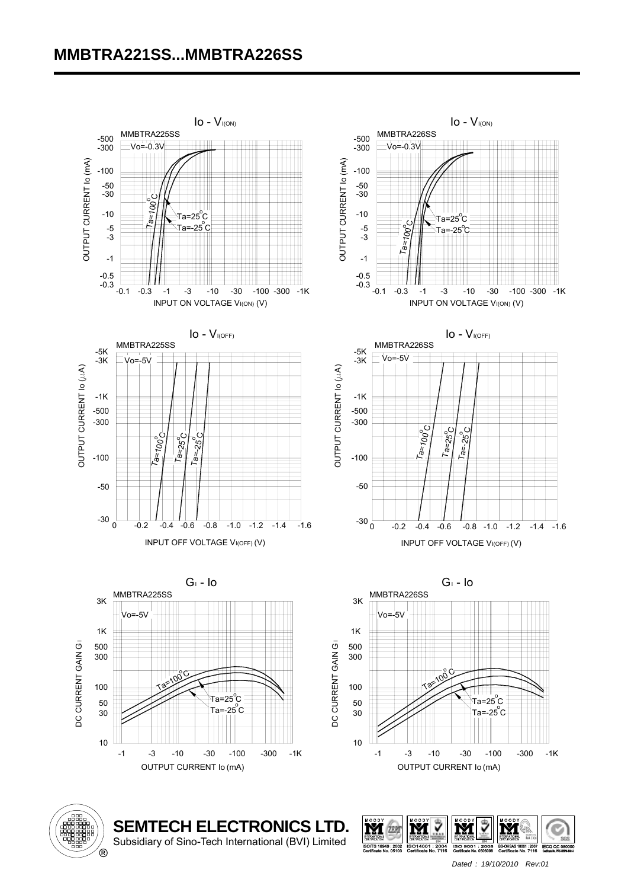## MMBTRA221SS...MMBTRA226SS

$Io - V_{I(ON)}$

MMBTRA225SS

Vo=-0.3V

OUTPUT CURRENT Io (mA)

-500
-300
-100
-50
-30
-10
-5
-3
-1
-0.5
-0.3

Ta=100°C
Ta=25°C
Ta=-25°C

-0.1 -0.3 -1 -3 -10 -30 -100 -300 -1K

INPUT ON VOLTAGE $V_{I(ON)}$ (V)

$Io - V_{I(ON)}$

MMBTRA226SS

Vo=-0.3V

OUTPUT CURRENT Io (mA)

-500
-300
-100
-50
-30
-10
-5
-3
-1
-0.5
-0.3

Ta=100°C
Ta=25°C
Ta=-25°C

-0.1 -0.3 -1 -3 -10 -30 -100 -300 -1K

INPUT ON VOLTAGE $V_{I(ON)}$ (V)

$Io - V_{I(OFF)}$

MMBTRA225SS

Vo=-5V

OUTPUT CURRENT Io (μA)

-5K
-3K
-1K
-500
-300
-100
-50
-30

Ta=100°C
Ta=25°C
Ta=-25°C

0 -0.2 -0.4 -0.6 -0.8 -1.0 -1.2 -1.4 -1.6

INPUT OFF VOLTAGE $V_{I(OFF)}$ (V)

$Io - V_{I(OFF)}$

MMBTRA226SS

Vo=-5V

OUTPUT CURRENT Io (μA)

-5K
-3K
-1K
-500
-300
-100
-50
-30

Ta=100°C
Ta=25°C
Ta=-25°C

0 -0.2 -0.4 -0.6 -0.8 -1.0 -1.2 -1.4 -1.6

INPUT OFF VOLTAGE $V_{I(OFF)}$ (V)

$G_I - Io$

MMBTRA225SS

Vo=-5V

DC CURRENT GAIN $G_I$

3K
1K
500
300
100
50
30
10

Ta=100°C
Ta=25°C
Ta=-25°C

-1 -3 -10 -30 -100 -300 -1K

OUTPUT CURRENT Io (mA)

$G_I - Io$

MMBTRA226SS

Vo=-5V

DC CURRENT GAIN $G_I$

3K
1K
500
300
100
50
30
10

Ta=100°C
Ta=25°C
Ta=-25°C

-1 -3 -10 -30 -100 -300 -1K

OUTPUT CURRENT Io (mA)

**SEMTECH ELECTRONICS LTD.**

Subsidiary of Sino-Tech International (BVI) Limited

ISO/TS 16949 : 2002 Certificate No. 05103
ISO14001 : 2004 Certificate No. 7116
ISO 9001 : 2008 Certificate No. 0506098
BS-OHSAS 18001 : 2007 Certificate No. 7116
IECQ QC 080000

*Dated : 19/10/2010 Rev:01*